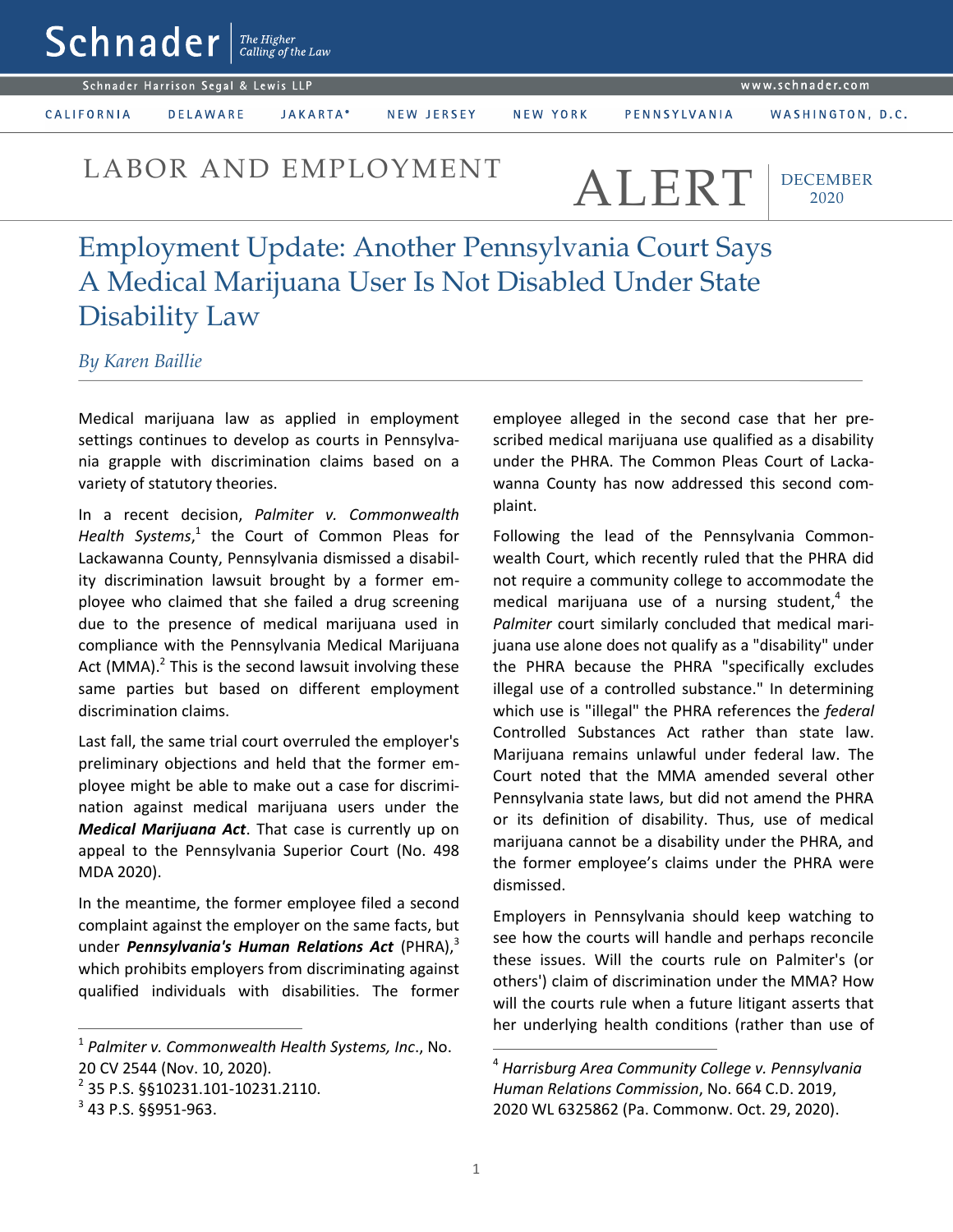# LABOR AND EMPLOYMENT ALERT

DECEMBER 2020

## Employment Update: Another Pennsylvania Court Says A Medical Marijuana User Is Not Disabled Under State Disability Law

*By Karen Baillie*

Medical marijuana law as applied in employment settings continues to develop as courts in Pennsylvania grapple with discrimination claims based on a variety of statutory theories.

In a recent decision, *Palmiter v. Commonwealth Health Systems*,[1] the Court of Common Pleas for Lackawanna County, Pennsylvania dismissed a disability discrimination lawsuit brought by a former employee who claimed that she failed a drug screening due to the presence of medical marijuana used in compliance with the Pennsylvania Medical Marijuana Act (MMA).[2] This is the second lawsuit involving these same parties but based on different employment discrimination claims.

Last fall, the same trial court overruled the employer's preliminary objections and held that the former employee might be able to make out a case for discrimination against medical marijuana users under the ***Medical Marijuana Act***. That case is currently up on appeal to the Pennsylvania Superior Court (No. 498 MDA 2020).

In the meantime, the former employee filed a second complaint against the employer on the same facts, but under ***Pennsylvania's Human Relations Act*** (PHRA),[3] which prohibits employers from discriminating against qualified individuals with disabilities. The former employee alleged in the second case that her prescribed medical marijuana use qualified as a disability under the PHRA. The Common Pleas Court of Lackawanna County has now addressed this second complaint.

Following the lead of the Pennsylvania Commonwealth Court, which recently ruled that the PHRA did not require a community college to accommodate the medical marijuana use of a nursing student,[4] the *Palmiter* court similarly concluded that medical marijuana use alone does not qualify as a "disability" under the PHRA because the PHRA "specifically excludes illegal use of a controlled substance." In determining which use is "illegal" the PHRA references the *federal* Controlled Substances Act rather than state law. Marijuana remains unlawful under federal law. The Court noted that the MMA amended several other Pennsylvania state laws, but did not amend the PHRA or its definition of disability. Thus, use of medical marijuana cannot be a disability under the PHRA, and the former employee's claims under the PHRA were dismissed.

Employers in Pennsylvania should keep watching to see how the courts will handle and perhaps reconcile these issues. Will the courts rule on Palmiter's (or others') claim of discrimination under the MMA? How will the courts rule when a future litigant asserts that her underlying health conditions (rather than use of

---

[1] *Palmiter v. Commonwealth Health Systems, Inc*., No. 20 CV 2544 (Nov. 10, 2020).

[2] 35 P.S. §§10231.101-10231.2110.

[3] 43 P.S. §§951-963.

[4] *Harrisburg Area Community College v. Pennsylvania Human Relations Commission*, No. 664 C.D. 2019, 2020 WL 6325862 (Pa. Commonw. Oct. 29, 2020).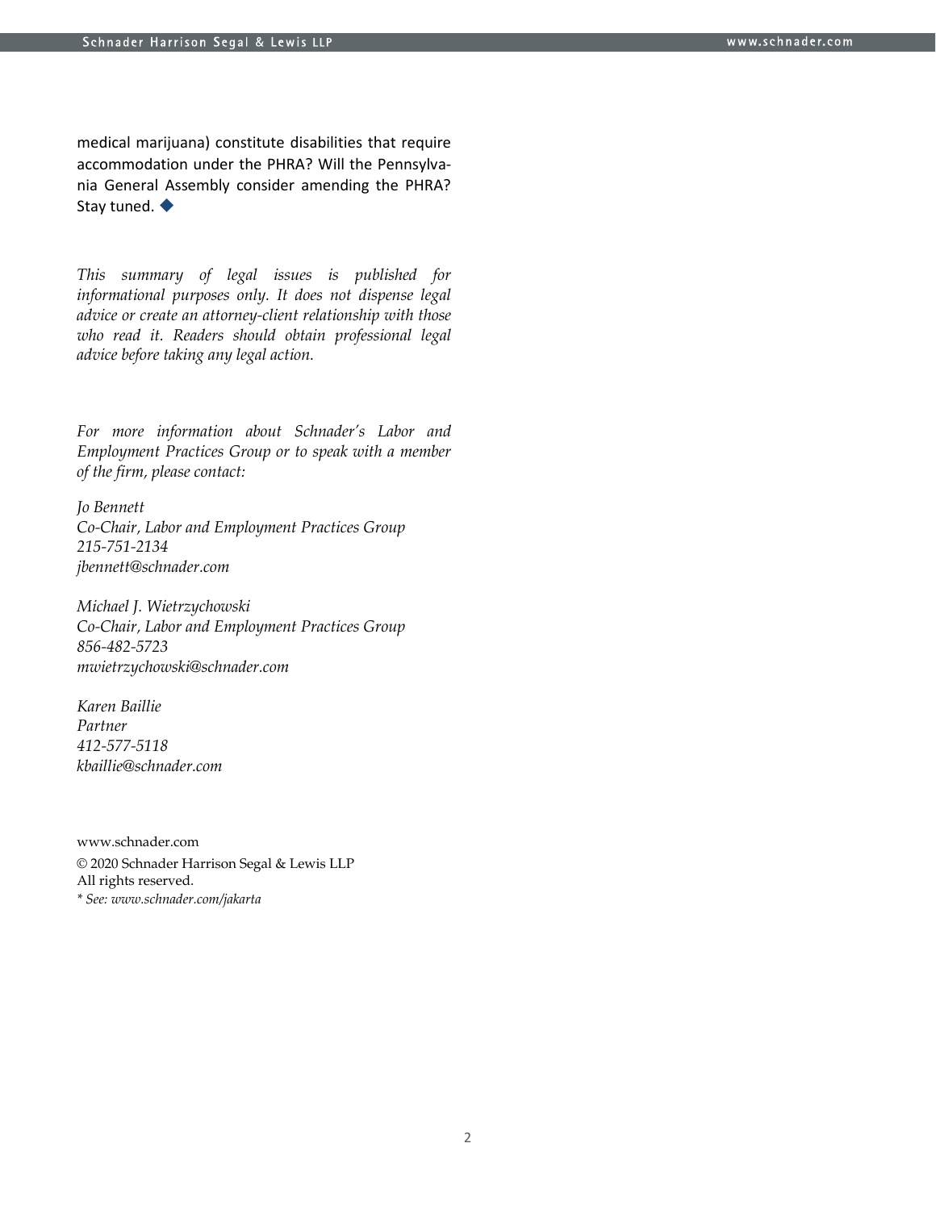medical marijuana) constitute disabilities that require accommodation under the PHRA? Will the Pennsylvania General Assembly consider amending the PHRA? Stay tuned. ◆

*This summary of legal issues is published for informational purposes only. It does not dispense legal advice or create an attorney-client relationship with those who read it. Readers should obtain professional legal advice before taking any legal action.*

*For more information about Schnader's Labor and Employment Practices Group or to speak with a member of the firm, please contact:*

*Jo Bennett*
*Co-Chair, Labor and Employment Practices Group*
*215-751-2134*
*jbennett@schnader.com*

*Michael J. Wietrzychowski*
*Co-Chair, Labor and Employment Practices Group*
*856-482-5723*
*mwietrzychowski@schnader.com*

*Karen Baillie*
*Partner*
*412-577-5118*
*kbaillie@schnader.com*

www.schnader.com
© 2020 Schnader Harrison Segal & Lewis LLP
All rights reserved.
*\* See: www.schnader.com/jakarta*